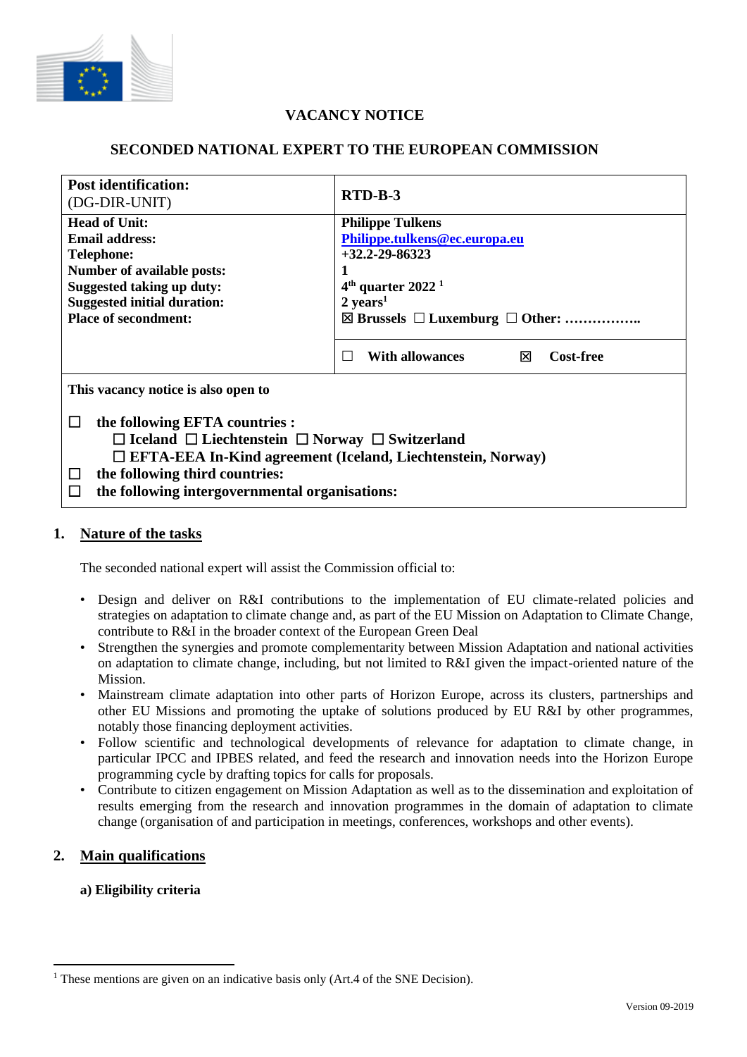# VACANCY NOTICE

## SECONDED NATIONAL EXPERT TO THE EUROPEAN COMMISSION

| **Post identification:** (DG-DIR-UNIT) | **RTD-B-3** |
|---|---|
| **Head of Unit:**<br>**Email address:**<br>**Telephone:**<br>**Number of available posts:**<br>**Suggested taking up duty:**<br>**Suggested initial duration:**<br>**Place of secondment:** | **Philippe Tulkens**<br>**Philippe.tulkens@ec.europa.eu**<br>**+32.2-29-86323**<br>**1**<br>**4th quarter 2022** [1]<br>**2 years**[1]<br>☒ **Brussels** ☐ **Luxemburg** ☐ **Other: ……………..** |
| | ☐ **With allowances** ☒ **Cost-free** |

**This vacancy notice is also open to**

☐ **the following EFTA countries :**
  ☐ **Iceland** ☐ **Liechtenstein** ☐ **Norway** ☐ **Switzerland**
  ☐ **EFTA-EEA In-Kind agreement (Iceland, Liechtenstein, Norway)**

☐ **the following third countries:**

☐ **the following intergovernmental organisations:**

## 1. Nature of the tasks

The seconded national expert will assist the Commission official to:

- Design and deliver on R&I contributions to the implementation of EU climate-related policies and strategies on adaptation to climate change and, as part of the EU Mission on Adaptation to Climate Change, contribute to R&I in the broader context of the European Green Deal
- Strengthen the synergies and promote complementarity between Mission Adaptation and national activities on adaptation to climate change, including, but not limited to R&I given the impact-oriented nature of the Mission.
- Mainstream climate adaptation into other parts of Horizon Europe, across its clusters, partnerships and other EU Missions and promoting the uptake of solutions produced by EU R&I by other programmes, notably those financing deployment activities.
- Follow scientific and technological developments of relevance for adaptation to climate change, in particular IPCC and IPBES related, and feed the research and innovation needs into the Horizon Europe programming cycle by drafting topics for calls for proposals.
- Contribute to citizen engagement on Mission Adaptation as well as to the dissemination and exploitation of results emerging from the research and innovation programmes in the domain of adaptation to climate change (organisation of and participation in meetings, conferences, workshops and other events).

## 2. Main qualifications

**a) Eligibility criteria**

[1] These mentions are given on an indicative basis only (Art.4 of the SNE Decision).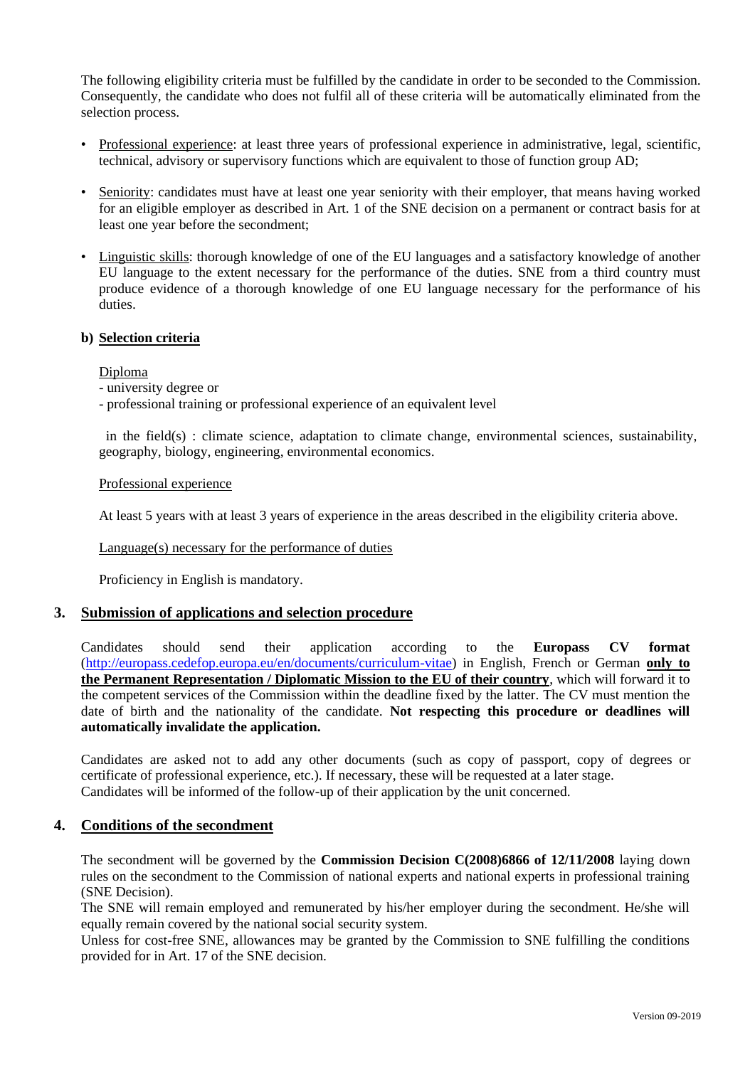The following eligibility criteria must be fulfilled by the candidate in order to be seconded to the Commission. Consequently, the candidate who does not fulfil all of these criteria will be automatically eliminated from the selection process.

- Professional experience: at least three years of professional experience in administrative, legal, scientific, technical, advisory or supervisory functions which are equivalent to those of function group AD;
- Seniority: candidates must have at least one year seniority with their employer, that means having worked for an eligible employer as described in Art. 1 of the SNE decision on a permanent or contract basis for at least one year before the secondment;
- Linguistic skills: thorough knowledge of one of the EU languages and a satisfactory knowledge of another EU language to the extent necessary for the performance of the duties. SNE from a third country must produce evidence of a thorough knowledge of one EU language necessary for the performance of his duties.

### b) Selection criteria

Diploma

- university degree or
- professional training or professional experience of an equivalent level

in the field(s) : climate science, adaptation to climate change, environmental sciences, sustainability, geography, biology, engineering, environmental economics.

Professional experience

At least 5 years with at least 3 years of experience in the areas described in the eligibility criteria above.

Language(s) necessary for the performance of duties

Proficiency in English is mandatory.

## 3. Submission of applications and selection procedure

Candidates should send their application according to the **Europass CV format** (http://europass.cedefop.europa.eu/en/documents/curriculum-vitae) in English, French or German **only to the Permanent Representation / Diplomatic Mission to the EU of their country**, which will forward it to the competent services of the Commission within the deadline fixed by the latter. The CV must mention the date of birth and the nationality of the candidate. **Not respecting this procedure or deadlines will automatically invalidate the application.**

Candidates are asked not to add any other documents (such as copy of passport, copy of degrees or certificate of professional experience, etc.). If necessary, these will be requested at a later stage.
Candidates will be informed of the follow-up of their application by the unit concerned.

## 4. Conditions of the secondment

The secondment will be governed by the **Commission Decision C(2008)6866 of 12/11/2008** laying down rules on the secondment to the Commission of national experts and national experts in professional training (SNE Decision).
The SNE will remain employed and remunerated by his/her employer during the secondment. He/she will equally remain covered by the national social security system.
Unless for cost-free SNE, allowances may be granted by the Commission to SNE fulfilling the conditions provided for in Art. 17 of the SNE decision.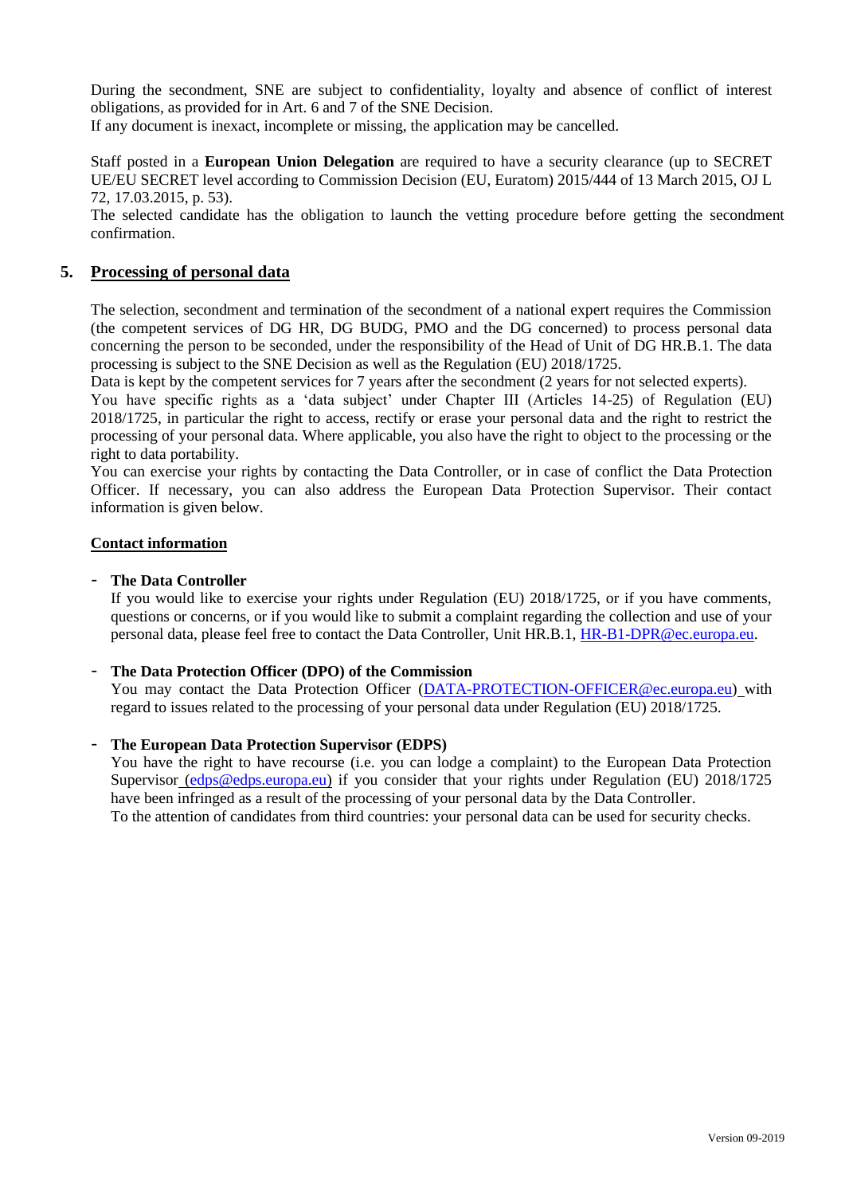During the secondment, SNE are subject to confidentiality, loyalty and absence of conflict of interest obligations, as provided for in Art. 6 and 7 of the SNE Decision.
If any document is inexact, incomplete or missing, the application may be cancelled.

Staff posted in a **European Union Delegation** are required to have a security clearance (up to SECRET UE/EU SECRET level according to Commission Decision (EU, Euratom) 2015/444 of 13 March 2015, OJ L 72, 17.03.2015, p. 53).
The selected candidate has the obligation to launch the vetting procedure before getting the secondment confirmation.

## 5. Processing of personal data

The selection, secondment and termination of the secondment of a national expert requires the Commission (the competent services of DG HR, DG BUDG, PMO and the DG concerned) to process personal data concerning the person to be seconded, under the responsibility of the Head of Unit of DG HR.B.1. The data processing is subject to the SNE Decision as well as the Regulation (EU) 2018/1725.
Data is kept by the competent services for 7 years after the secondment (2 years for not selected experts).
You have specific rights as a 'data subject' under Chapter III (Articles 14-25) of Regulation (EU) 2018/1725, in particular the right to access, rectify or erase your personal data and the right to restrict the processing of your personal data. Where applicable, you also have the right to object to the processing or the right to data portability.
You can exercise your rights by contacting the Data Controller, or in case of conflict the Data Protection Officer. If necessary, you can also address the European Data Protection Supervisor. Their contact information is given below.

### Contact information

- **The Data Controller**
  If you would like to exercise your rights under Regulation (EU) 2018/1725, or if you have comments, questions or concerns, or if you would like to submit a complaint regarding the collection and use of your personal data, please feel free to contact the Data Controller, Unit HR.B.1, HR-B1-DPR@ec.europa.eu.

- **The Data Protection Officer (DPO) of the Commission**
  You may contact the Data Protection Officer (DATA-PROTECTION-OFFICER@ec.europa.eu) with regard to issues related to the processing of your personal data under Regulation (EU) 2018/1725.

- **The European Data Protection Supervisor (EDPS)**
  You have the right to have recourse (i.e. you can lodge a complaint) to the European Data Protection Supervisor (edps@edps.europa.eu) if you consider that your rights under Regulation (EU) 2018/1725 have been infringed as a result of the processing of your personal data by the Data Controller.
  To the attention of candidates from third countries: your personal data can be used for security checks.

Version 09-2019